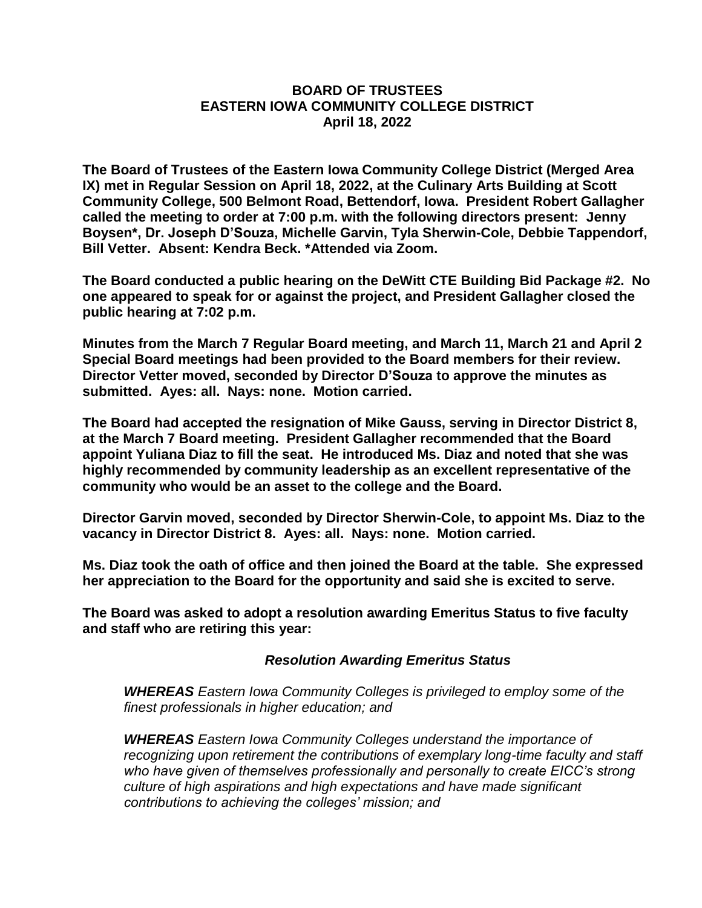**BOARD OF TRUSTEES**
**EASTERN IOWA COMMUNITY COLLEGE DISTRICT**
**April 18, 2022**

**The Board of Trustees of the Eastern Iowa Community College District (Merged Area IX) met in Regular Session on April 18, 2022, at the Culinary Arts Building at Scott Community College, 500 Belmont Road, Bettendorf, Iowa. President Robert Gallagher called the meeting to order at 7:00 p.m. with the following directors present: Jenny Boysen*, Dr. Joseph D'Souza, Michelle Garvin, Tyla Sherwin-Cole, Debbie Tappendorf, Bill Vetter. Absent: Kendra Beck. *Attended via Zoom.**

**The Board conducted a public hearing on the DeWitt CTE Building Bid Package #2. No one appeared to speak for or against the project, and President Gallagher closed the public hearing at 7:02 p.m.**

**Minutes from the March 7 Regular Board meeting, and March 11, March 21 and April 2 Special Board meetings had been provided to the Board members for their review. Director Vetter moved, seconded by Director D'Souza to approve the minutes as submitted. Ayes: all. Nays: none. Motion carried.**

**The Board had accepted the resignation of Mike Gauss, serving in Director District 8, at the March 7 Board meeting. President Gallagher recommended that the Board appoint Yuliana Diaz to fill the seat. He introduced Ms. Diaz and noted that she was highly recommended by community leadership as an excellent representative of the community who would be an asset to the college and the Board.**

**Director Garvin moved, seconded by Director Sherwin-Cole, to appoint Ms. Diaz to the vacancy in Director District 8. Ayes: all. Nays: none. Motion carried.**

**Ms. Diaz took the oath of office and then joined the Board at the table. She expressed her appreciation to the Board for the opportunity and said she is excited to serve.**

**The Board was asked to adopt a resolution awarding Emeritus Status to five faculty and staff who are retiring this year:**

***Resolution Awarding Emeritus Status***

> ***WHEREAS*** *Eastern Iowa Community Colleges is privileged to employ some of the finest professionals in higher education; and*
>
> ***WHEREAS*** *Eastern Iowa Community Colleges understand the importance of recognizing upon retirement the contributions of exemplary long-time faculty and staff who have given of themselves professionally and personally to create EICC's strong culture of high aspirations and high expectations and have made significant contributions to achieving the colleges' mission; and*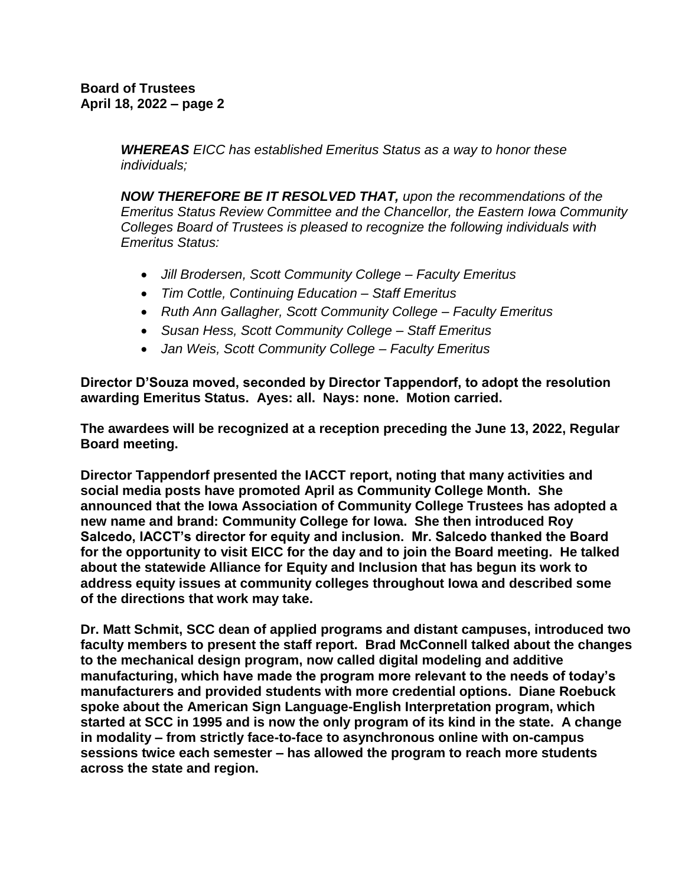***WHEREAS*** *EICC has established Emeritus Status as a way to honor these individuals;*

***NOW THEREFORE BE IT RESOLVED THAT,*** *upon the recommendations of the Emeritus Status Review Committee and the Chancellor, the Eastern Iowa Community Colleges Board of Trustees is pleased to recognize the following individuals with Emeritus Status:*

- *Jill Brodersen, Scott Community College – Faculty Emeritus*
- *Tim Cottle, Continuing Education – Staff Emeritus*
- *Ruth Ann Gallagher, Scott Community College – Faculty Emeritus*
- *Susan Hess, Scott Community College – Staff Emeritus*
- *Jan Weis, Scott Community College – Faculty Emeritus*

**Director D'Souza moved, seconded by Director Tappendorf, to adopt the resolution awarding Emeritus Status. Ayes: all. Nays: none. Motion carried.**

**The awardees will be recognized at a reception preceding the June 13, 2022, Regular Board meeting.**

**Director Tappendorf presented the IACCT report, noting that many activities and social media posts have promoted April as Community College Month. She announced that the Iowa Association of Community College Trustees has adopted a new name and brand: Community College for Iowa. She then introduced Roy Salcedo, IACCT's director for equity and inclusion. Mr. Salcedo thanked the Board for the opportunity to visit EICC for the day and to join the Board meeting. He talked about the statewide Alliance for Equity and Inclusion that has begun its work to address equity issues at community colleges throughout Iowa and described some of the directions that work may take.**

**Dr. Matt Schmit, SCC dean of applied programs and distant campuses, introduced two faculty members to present the staff report. Brad McConnell talked about the changes to the mechanical design program, now called digital modeling and additive manufacturing, which have made the program more relevant to the needs of today's manufacturers and provided students with more credential options. Diane Roebuck spoke about the American Sign Language-English Interpretation program, which started at SCC in 1995 and is now the only program of its kind in the state. A change in modality – from strictly face-to-face to asynchronous online with on-campus sessions twice each semester – has allowed the program to reach more students across the state and region.**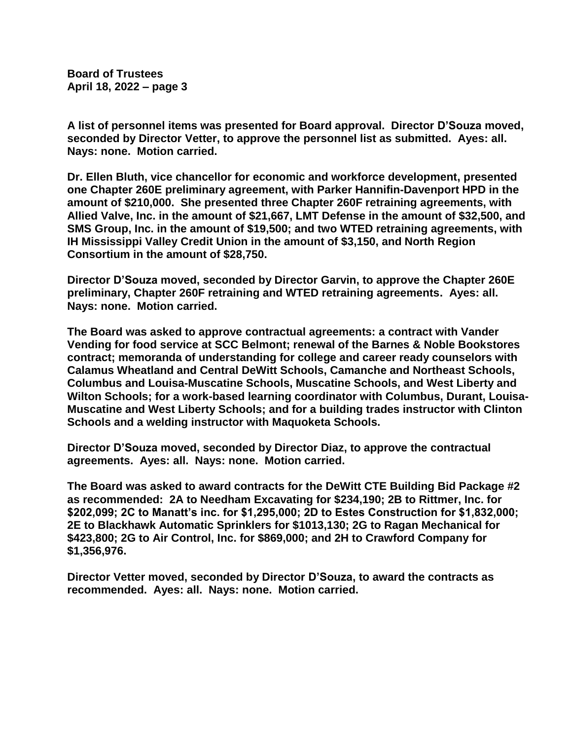**A list of personnel items was presented for Board approval. Director D'Souza moved, seconded by Director Vetter, to approve the personnel list as submitted. Ayes: all. Nays: none. Motion carried.**

**Dr. Ellen Bluth, vice chancellor for economic and workforce development, presented one Chapter 260E preliminary agreement, with Parker Hannifin-Davenport HPD in the amount of $210,000. She presented three Chapter 260F retraining agreements, with Allied Valve, Inc. in the amount of $21,667, LMT Defense in the amount of $32,500, and SMS Group, Inc. in the amount of $19,500; and two WTED retraining agreements, with IH Mississippi Valley Credit Union in the amount of $3,150, and North Region Consortium in the amount of $28,750.**

**Director D'Souza moved, seconded by Director Garvin, to approve the Chapter 260E preliminary, Chapter 260F retraining and WTED retraining agreements. Ayes: all. Nays: none. Motion carried.**

**The Board was asked to approve contractual agreements: a contract with Vander Vending for food service at SCC Belmont; renewal of the Barnes & Noble Bookstores contract; memoranda of understanding for college and career ready counselors with Calamus Wheatland and Central DeWitt Schools, Camanche and Northeast Schools, Columbus and Louisa-Muscatine Schools, Muscatine Schools, and West Liberty and Wilton Schools; for a work-based learning coordinator with Columbus, Durant, Louisa-Muscatine and West Liberty Schools; and for a building trades instructor with Clinton Schools and a welding instructor with Maquoketa Schools.**

**Director D'Souza moved, seconded by Director Diaz, to approve the contractual agreements. Ayes: all. Nays: none. Motion carried.**

**The Board was asked to award contracts for the DeWitt CTE Building Bid Package #2 as recommended: 2A to Needham Excavating for $234,190; 2B to Rittmer, Inc. for $202,099; 2C to Manatt's inc. for $1,295,000; 2D to Estes Construction for $1,832,000; 2E to Blackhawk Automatic Sprinklers for $1013,130; 2G to Ragan Mechanical for $423,800; 2G to Air Control, Inc. for $869,000; and 2H to Crawford Company for $1,356,976.**

**Director Vetter moved, seconded by Director D'Souza, to award the contracts as recommended. Ayes: all. Nays: none. Motion carried.**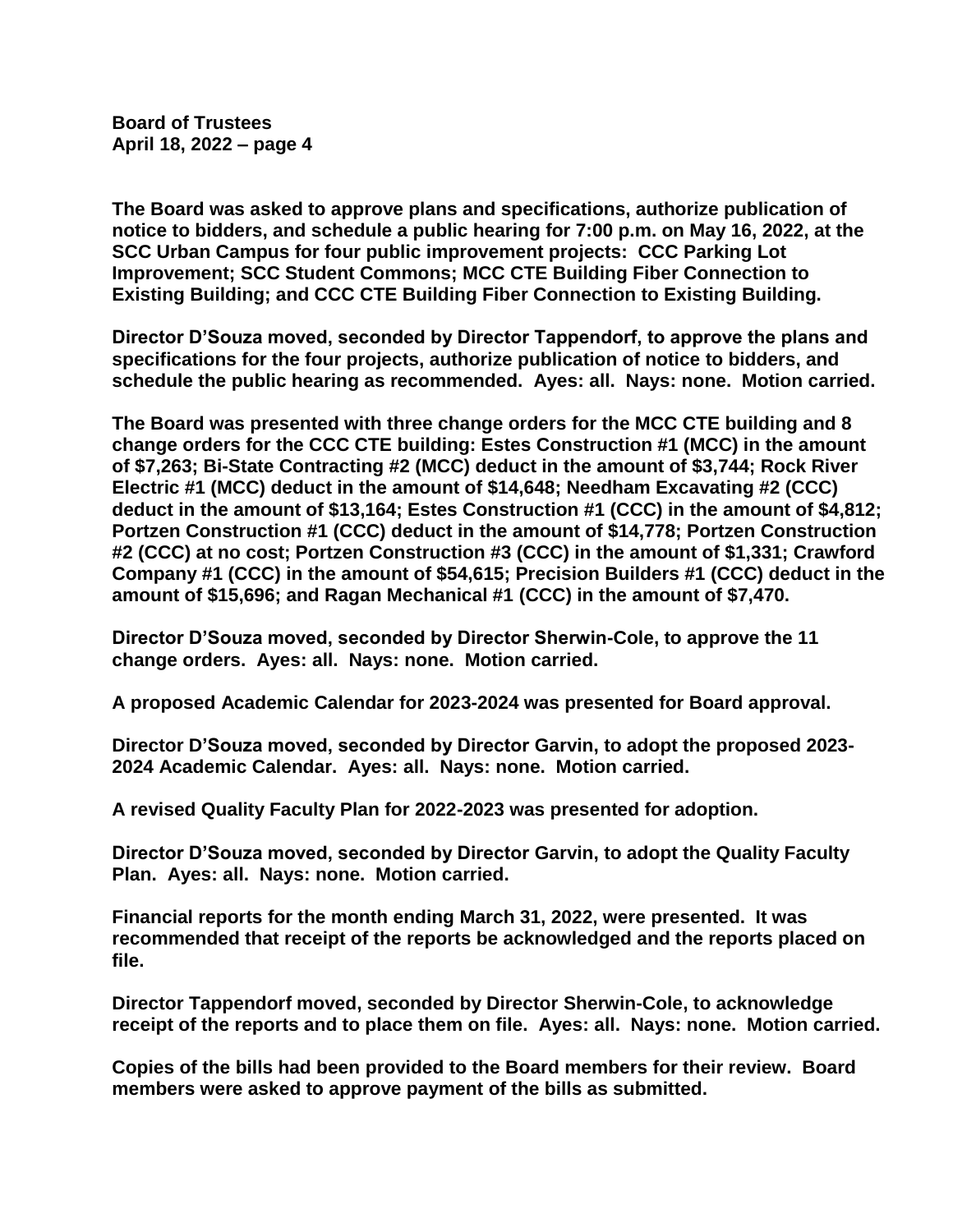**The Board was asked to approve plans and specifications, authorize publication of notice to bidders, and schedule a public hearing for 7:00 p.m. on May 16, 2022, at the SCC Urban Campus for four public improvement projects: CCC Parking Lot Improvement; SCC Student Commons; MCC CTE Building Fiber Connection to Existing Building; and CCC CTE Building Fiber Connection to Existing Building.**

**Director D'Souza moved, seconded by Director Tappendorf, to approve the plans and specifications for the four projects, authorize publication of notice to bidders, and schedule the public hearing as recommended. Ayes: all. Nays: none. Motion carried.**

**The Board was presented with three change orders for the MCC CTE building and 8 change orders for the CCC CTE building: Estes Construction #1 (MCC) in the amount of $7,263; Bi-State Contracting #2 (MCC) deduct in the amount of $3,744; Rock River Electric #1 (MCC) deduct in the amount of $14,648; Needham Excavating #2 (CCC) deduct in the amount of $13,164; Estes Construction #1 (CCC) in the amount of $4,812; Portzen Construction #1 (CCC) deduct in the amount of $14,778; Portzen Construction #2 (CCC) at no cost; Portzen Construction #3 (CCC) in the amount of $1,331; Crawford Company #1 (CCC) in the amount of $54,615; Precision Builders #1 (CCC) deduct in the amount of $15,696; and Ragan Mechanical #1 (CCC) in the amount of $7,470.**

**Director D'Souza moved, seconded by Director Sherwin-Cole, to approve the 11 change orders. Ayes: all. Nays: none. Motion carried.**

**A proposed Academic Calendar for 2023-2024 was presented for Board approval.**

**Director D'Souza moved, seconded by Director Garvin, to adopt the proposed 2023-2024 Academic Calendar. Ayes: all. Nays: none. Motion carried.**

**A revised Quality Faculty Plan for 2022-2023 was presented for adoption.**

**Director D'Souza moved, seconded by Director Garvin, to adopt the Quality Faculty Plan. Ayes: all. Nays: none. Motion carried.**

**Financial reports for the month ending March 31, 2022, were presented. It was recommended that receipt of the reports be acknowledged and the reports placed on file.**

**Director Tappendorf moved, seconded by Director Sherwin-Cole, to acknowledge receipt of the reports and to place them on file. Ayes: all. Nays: none. Motion carried.**

**Copies of the bills had been provided to the Board members for their review. Board members were asked to approve payment of the bills as submitted.**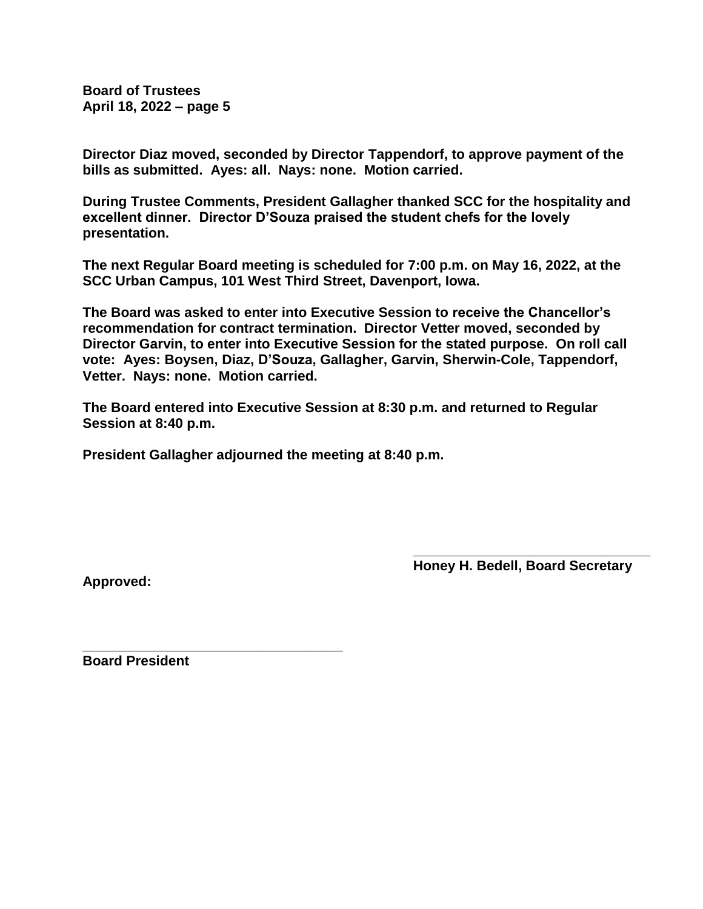**Director Diaz moved, seconded by Director Tappendorf, to approve payment of the bills as submitted. Ayes: all. Nays: none. Motion carried.**

**During Trustee Comments, President Gallagher thanked SCC for the hospitality and excellent dinner. Director D'Souza praised the student chefs for the lovely presentation.**

**The next Regular Board meeting is scheduled for 7:00 p.m. on May 16, 2022, at the SCC Urban Campus, 101 West Third Street, Davenport, Iowa.**

**The Board was asked to enter into Executive Session to receive the Chancellor's recommendation for contract termination. Director Vetter moved, seconded by Director Garvin, to enter into Executive Session for the stated purpose. On roll call vote: Ayes: Boysen, Diaz, D'Souza, Gallagher, Garvin, Sherwin-Cole, Tappendorf, Vetter. Nays: none. Motion carried.**

**The Board entered into Executive Session at 8:30 p.m. and returned to Regular Session at 8:40 p.m.**

**President Gallagher adjourned the meeting at 8:40 p.m.**

\_\_\_\_\_\_\_\_\_\_\_\_\_\_\_\_\_\_\_\_\_\_\_\_\_\_\_\_\_\_\_\_
**Honey H. Bedell, Board Secretary**

**Approved:**

\_\_\_\_\_\_\_\_\_\_\_\_\_\_\_\_\_\_\_\_\_\_\_\_\_\_\_\_\_\_\_\_
**Board President**